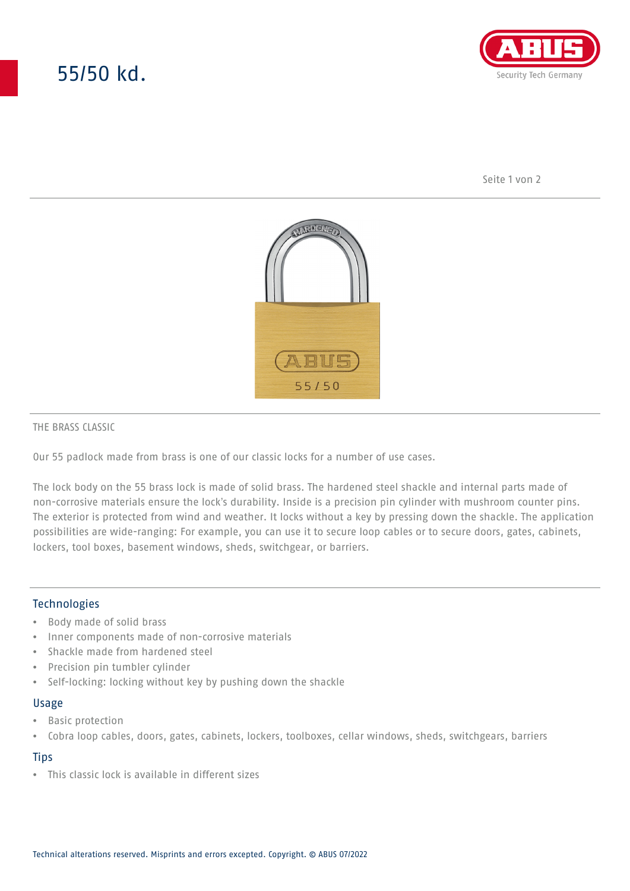# 55/50 kd.

THE BRASS CLASSIC

Our 55 padlock made from brass is one of our classic locks for a number of use cases.

The lock body on the 55 brass lock is made of solid brass. The hardened steel shackle and internal parts made of non-corrosive materials ensure the lock's durability. Inside is a precision pin cylinder with mushroom counter pins. The exterior is protected from wind and weather. It locks without a key by pressing down the shackle. The application possibilities are wide-ranging: For example, you can use it to secure loop cables or to secure doors, gates, cabinets, lockers, tool boxes, basement windows, sheds, switchgear, or barriers.

## Technologies

- Body made of solid brass
- Inner components made of non-corrosive materials
- Shackle made from hardened steel
- Precision pin tumbler cylinder
- Self-locking: locking without key by pushing down the shackle

## Usage

- Basic protection
- Cobra loop cables, doors, gates, cabinets, lockers, toolboxes, cellar windows, sheds, switchgears, barriers

## Tips

- This classic lock is available in different sizes

Technical alterations reserved. Misprints and errors excepted. Copyright. © ABUS 07/2022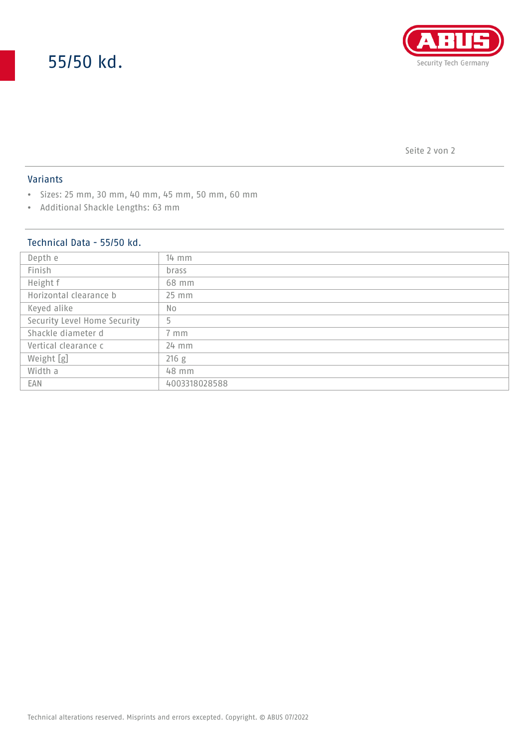# 55/50 kd.

## Variants

- Sizes: 25 mm, 30 mm, 40 mm, 45 mm, 50 mm, 60 mm
- Additional Shackle Lengths: 63 mm

## Technical Data - 55/50 kd.

| | |
|---|---|
| Depth e | 14 mm |
| Finish | brass |
| Height f | 68 mm |
| Horizontal clearance b | 25 mm |
| Keyed alike | No |
| Security Level Home Security | 5 |
| Shackle diameter d | 7 mm |
| Vertical clearance c | 24 mm |
| Weight [g] | 216 g |
| Width a | 48 mm |
| EAN | 4003318028588 |

Technical alterations reserved. Misprints and errors excepted. Copyright. © ABUS 07/2022